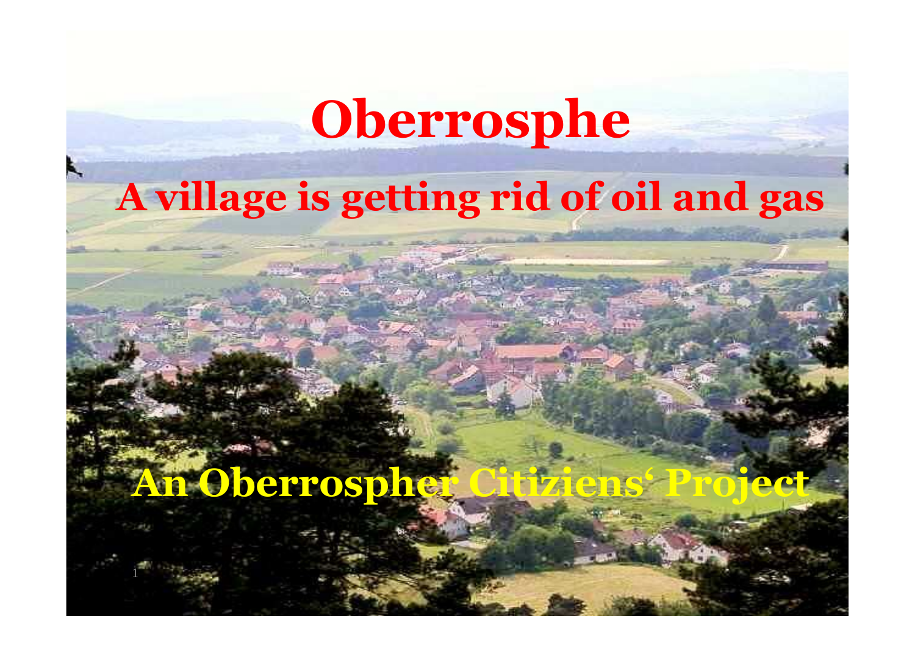# Oberrosphe

## A village is getting rid of oil and gas

**An Oberrospher Citiziens‘ Project**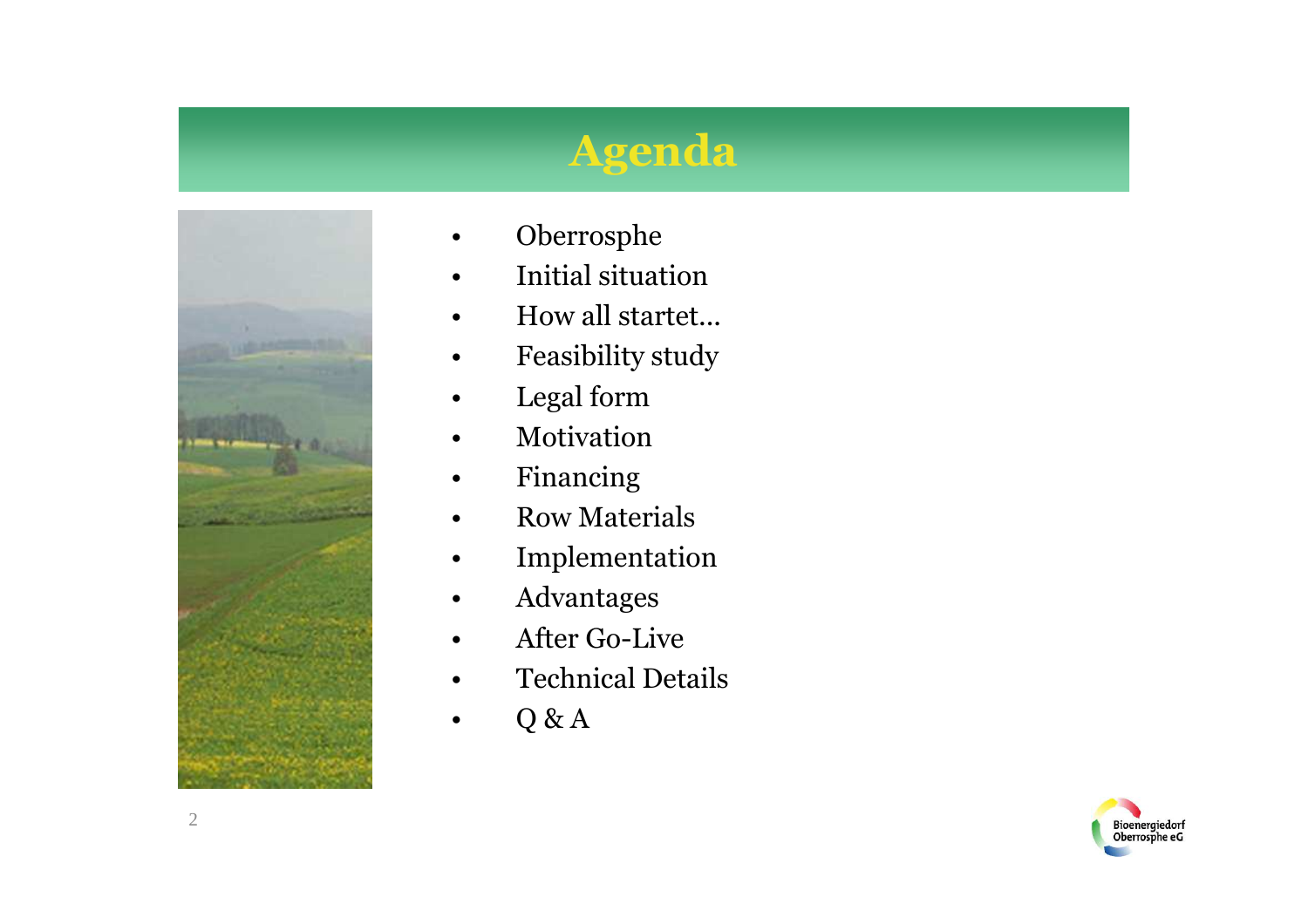# Agenda

- Oberrosphe
- Initial situation
- How all startet…
- Feasibility study
- Legal form
- Motivation
- Financing
- Row Materials
- Implementation
- Advantages
- After Go-Live
- Technical Details
- Q & A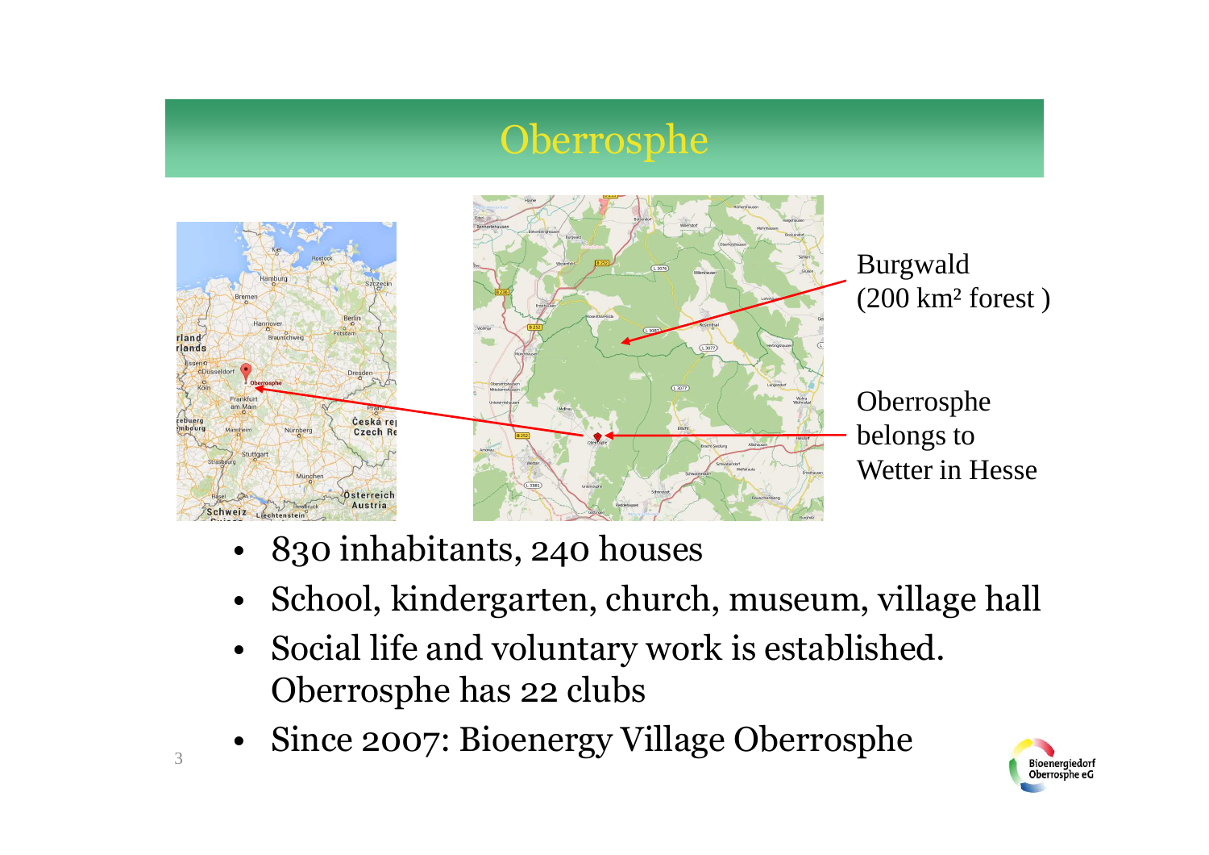# Oberrosphe

Burgwald (200 km² forest )

Oberrosphe belongs to Wetter in Hesse

- 830 inhabitants, 240 houses
- School, kindergarten, church, museum, village hall
- Social life and voluntary work is established. Oberrosphe has 22 clubs
- Since 2007: Bioenergy Village Oberrosphe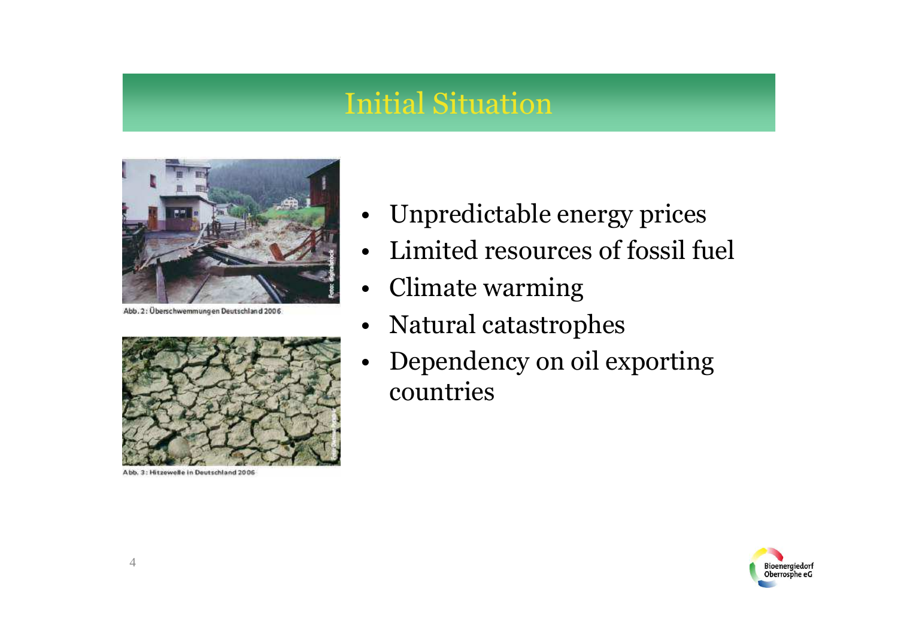# Initial Situation

Abb. 2: Überschwemmungen Deutschland 2006

Abb. 3: Hitzewelle in Deutschland 2006

- Unpredictable energy prices
- Limited resources of fossil fuel
- Climate warming
- Natural catastrophes
- Dependency on oil exporting countries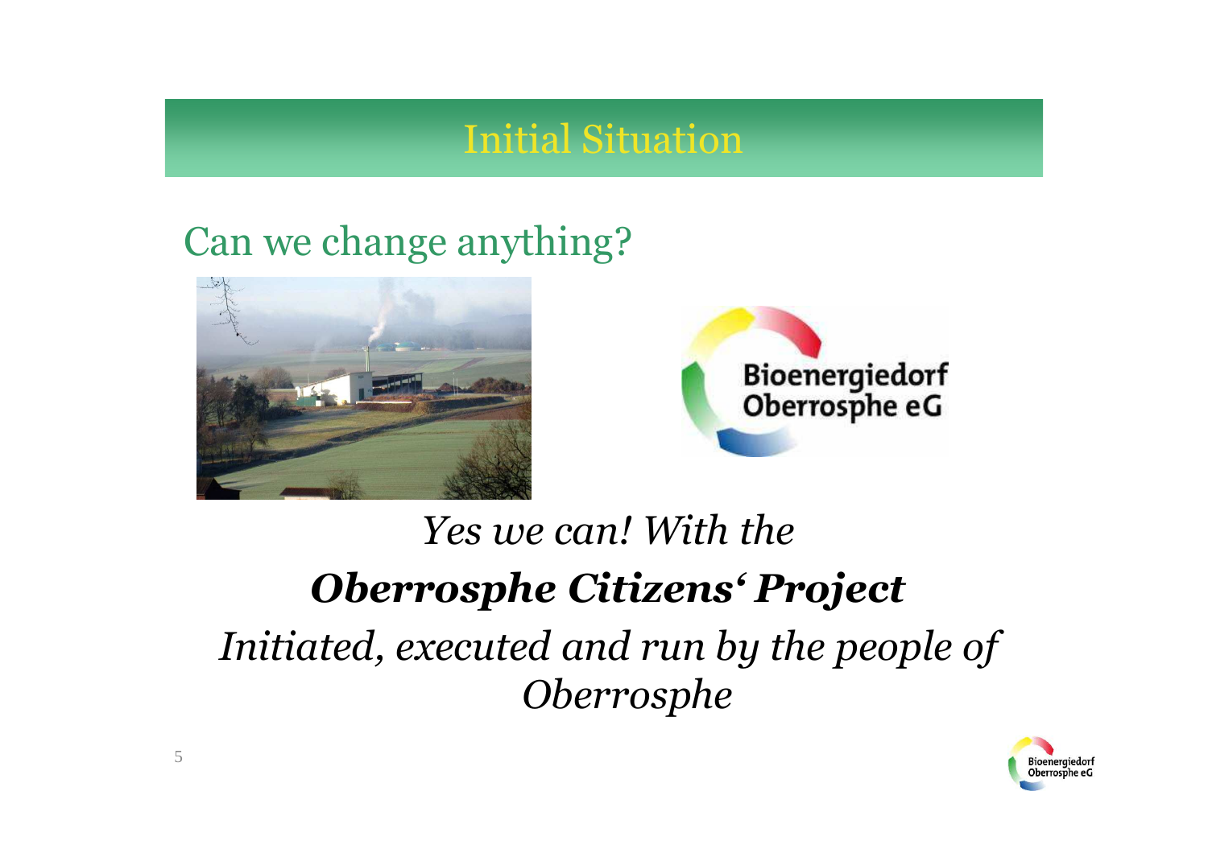# Initial Situation

## Can we change anything?

*Yes we can! With the*

***Oberrosphe Citizens' Project***

*Initiated, executed and run by the people of Oberrosphe*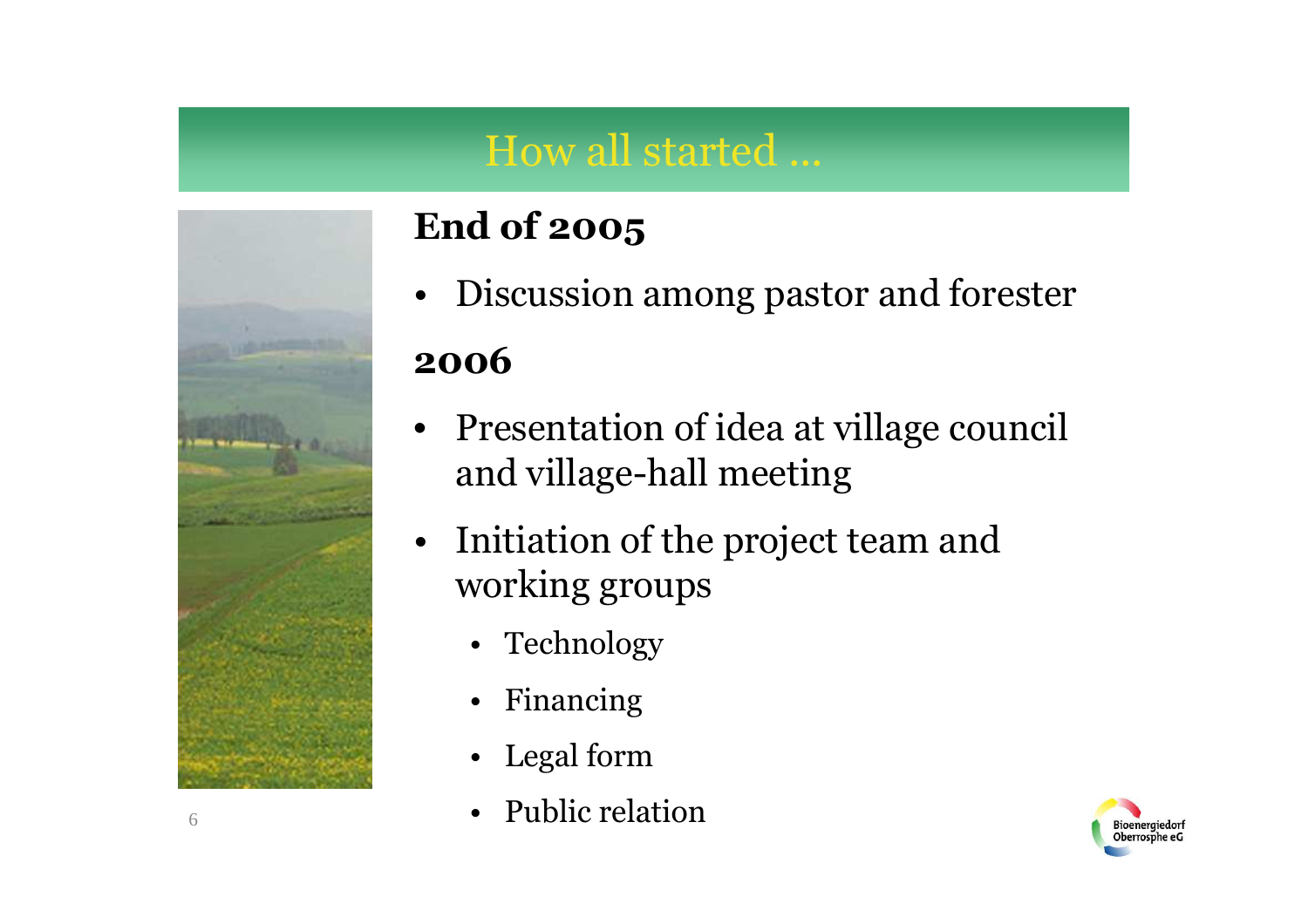# How all started ...

**End of 2005**

- Discussion among pastor and forester

**2006**

- Presentation of idea at village council and village-hall meeting
- Initiation of the project team and working groups
  - Technology
  - Financing
  - Legal form
  - Public relation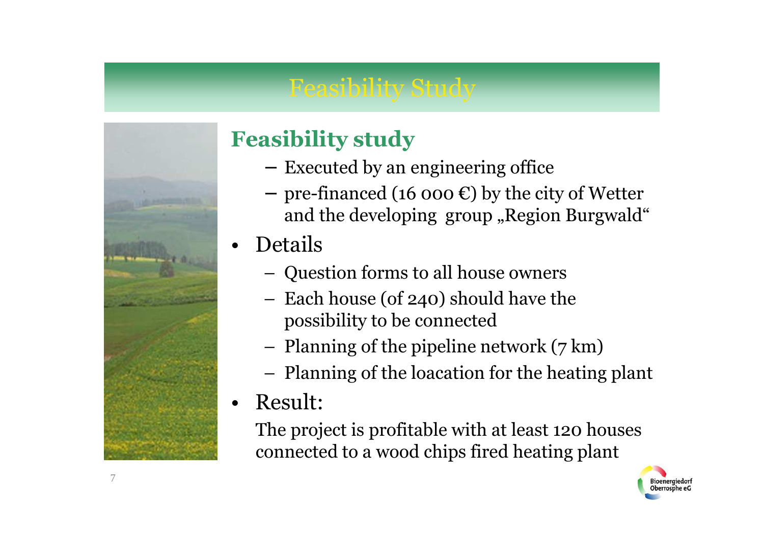# Feasibility Study

## Feasibility study

- Executed by an engineering office
- pre-financed (16 000 €) by the city of Wetter and the developing group „Region Burgwald“

- Details
  - Question forms to all house owners
  - Each house (of 240) should have the possibility to be connected
  - Planning of the pipeline network (7 km)
  - Planning of the loacation for the heating plant
- Result:

  The project is profitable with at least 120 houses connected to a wood chips fired heating plant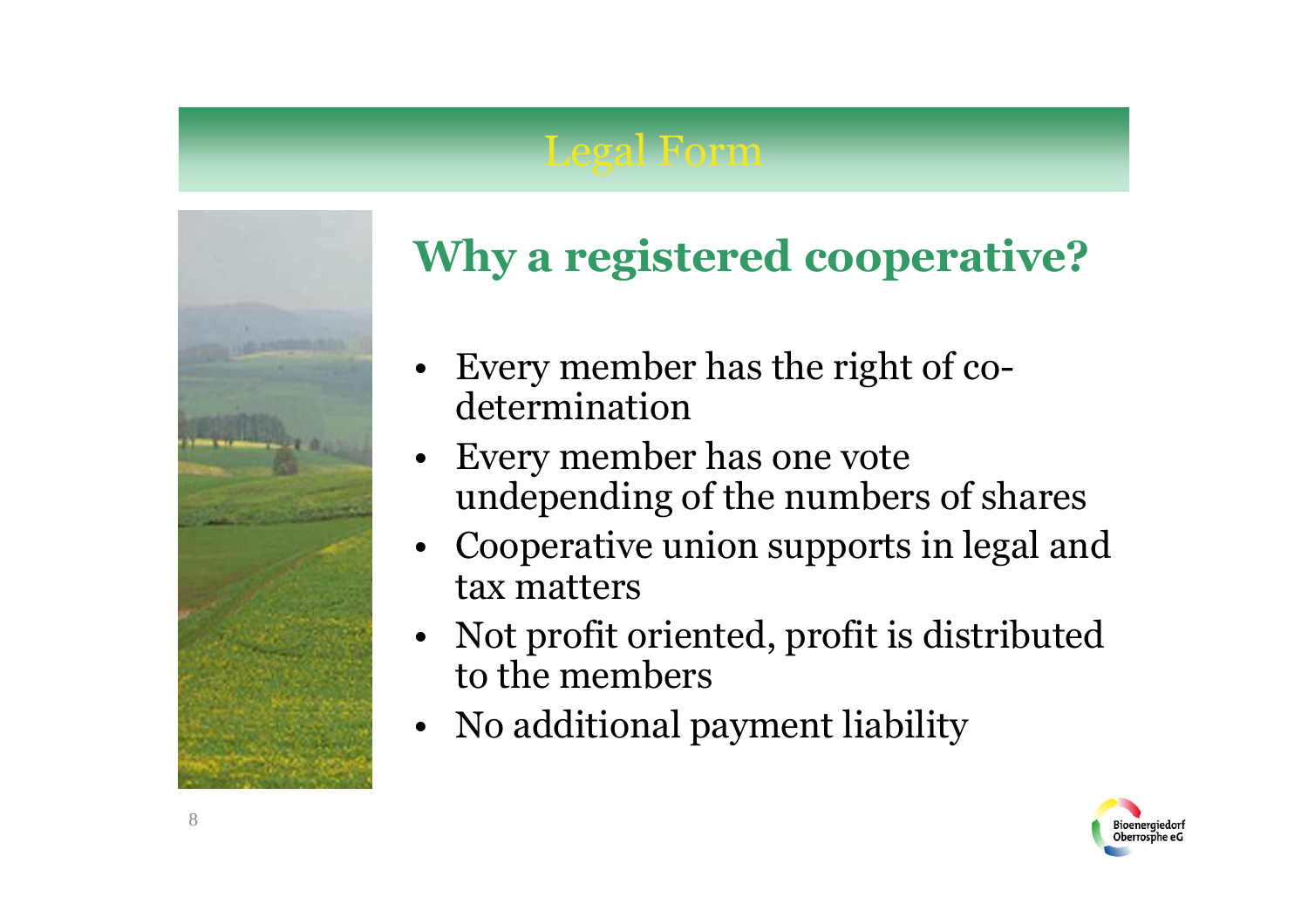# Legal Form

## Why a registered cooperative?

- Every member has the right of co-determination
- Every member has one vote undepending of the numbers of shares
- Cooperative union supports in legal and tax matters
- Not profit oriented, profit is distributed to the members
- No additional payment liability

Bioenergiedorf Oberrosphe eG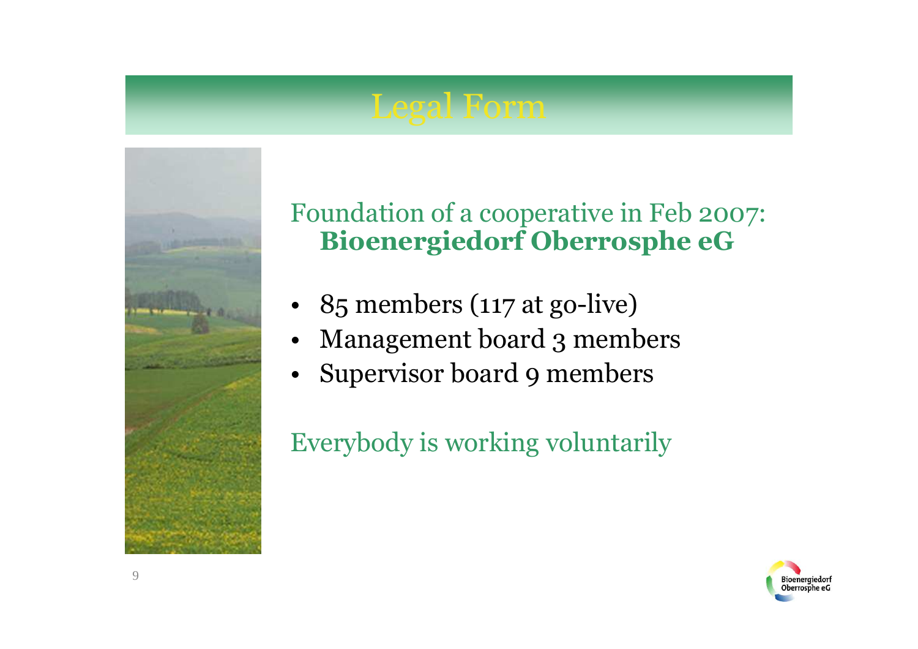# Legal Form

Foundation of a cooperative in Feb 2007:
**Bioenergiedorf Oberrosphe eG**

- 85 members (117 at go-live)
- Management board 3 members
- Supervisor board 9 members

Everybody is working voluntarily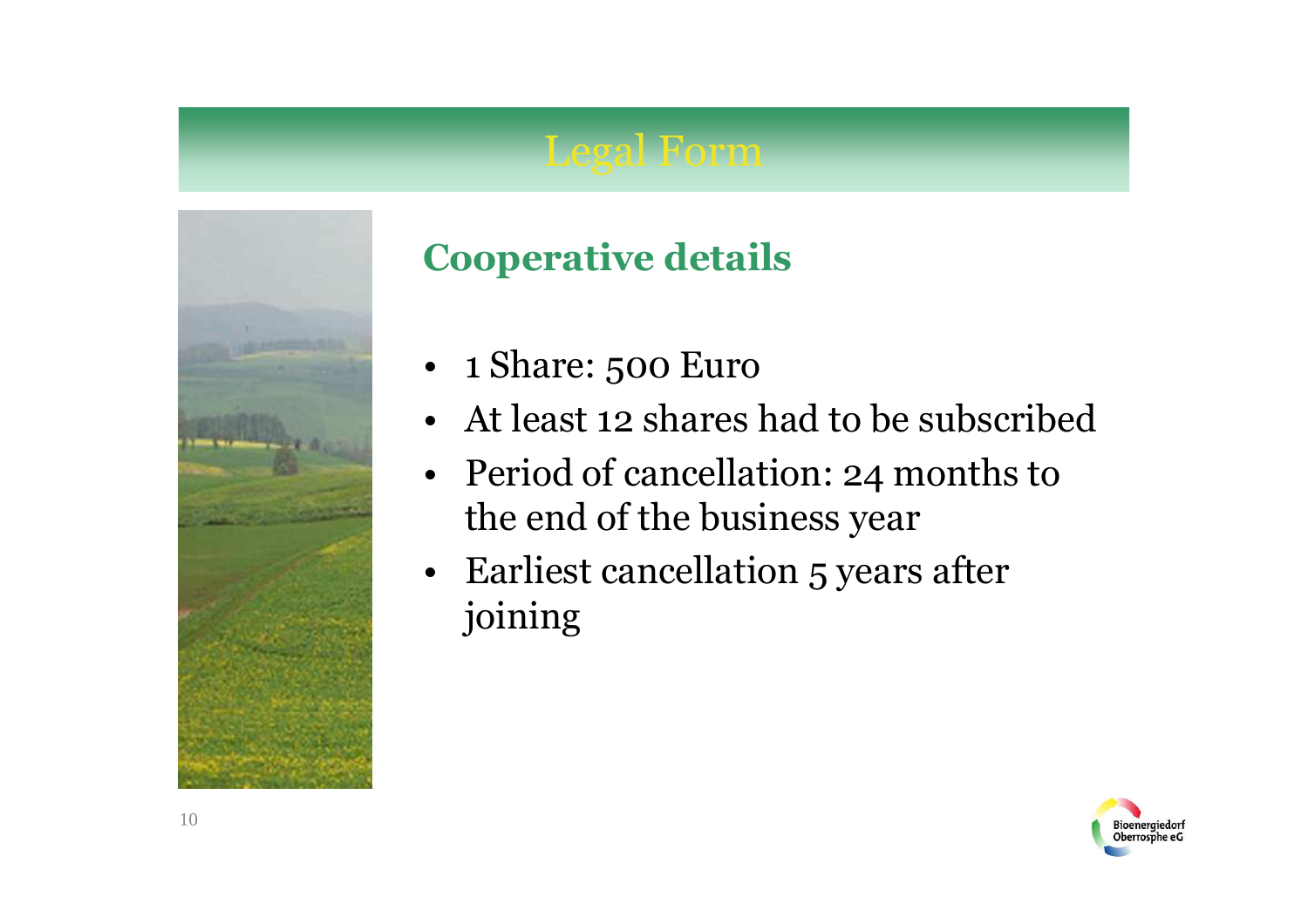# Legal Form

## Cooperative details

- 1 Share: 500 Euro
- At least 12 shares had to be subscribed
- Period of cancellation: 24 months to the end of the business year
- Earliest cancellation 5 years after joining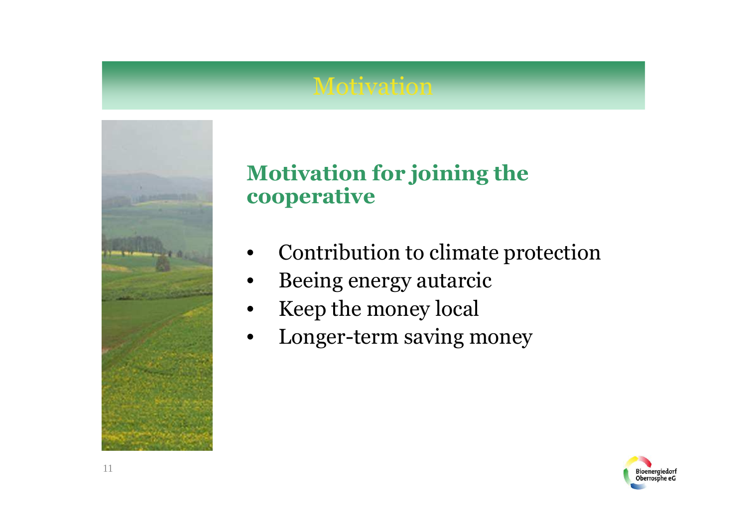# Motivation

## Motivation for joining the cooperative

- Contribution to climate protection
- Beeing energy autarcic
- Keep the money local
- Longer-term saving money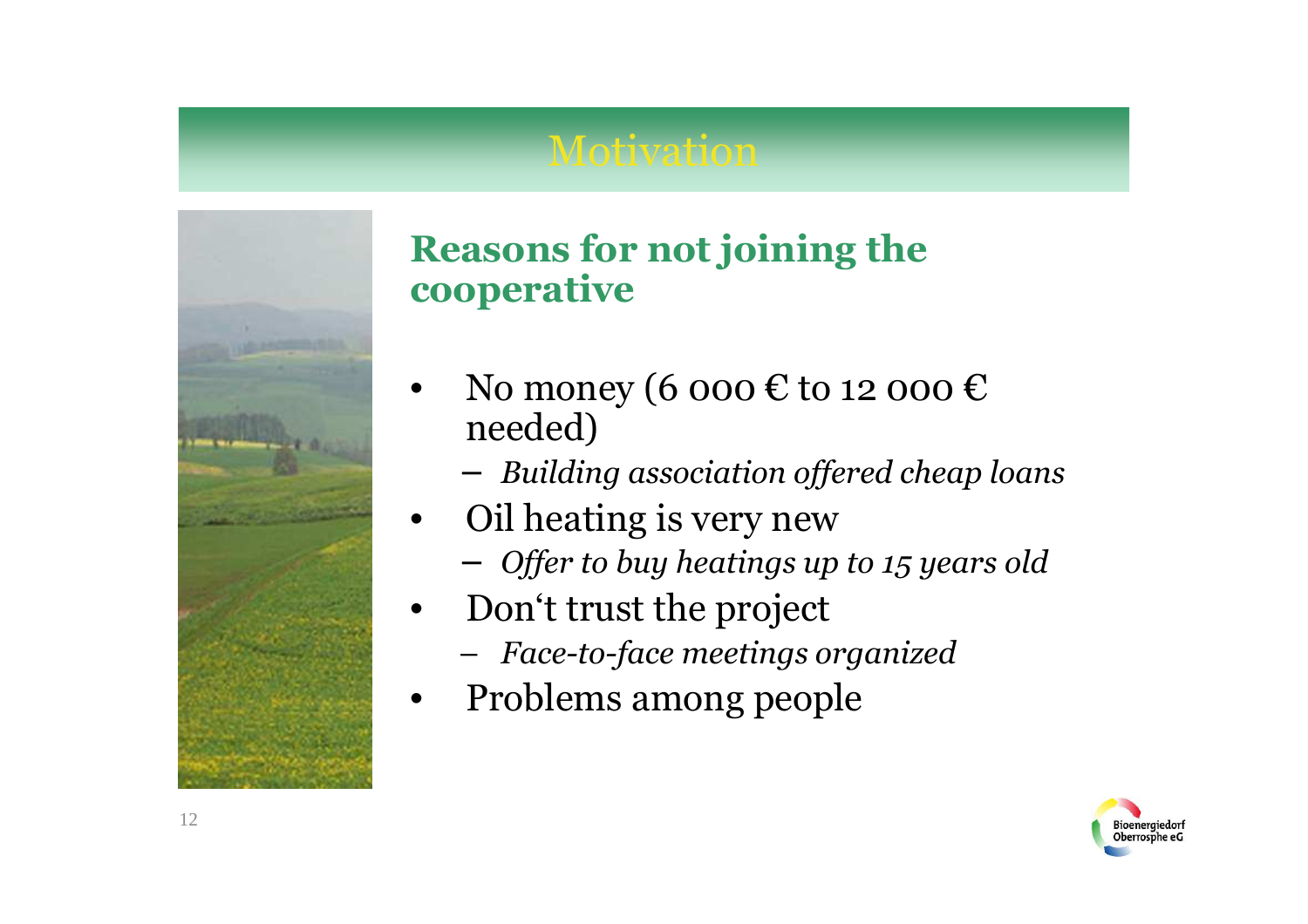# Motivation

## Reasons for not joining the cooperative

- No money (6 000 € to 12 000 € needed)
  - *Building association offered cheap loans*
- Oil heating is very new
  - *Offer to buy heatings up to 15 years old*
- Don‘t trust the project
  - *Face-to-face meetings organized*
- Problems among people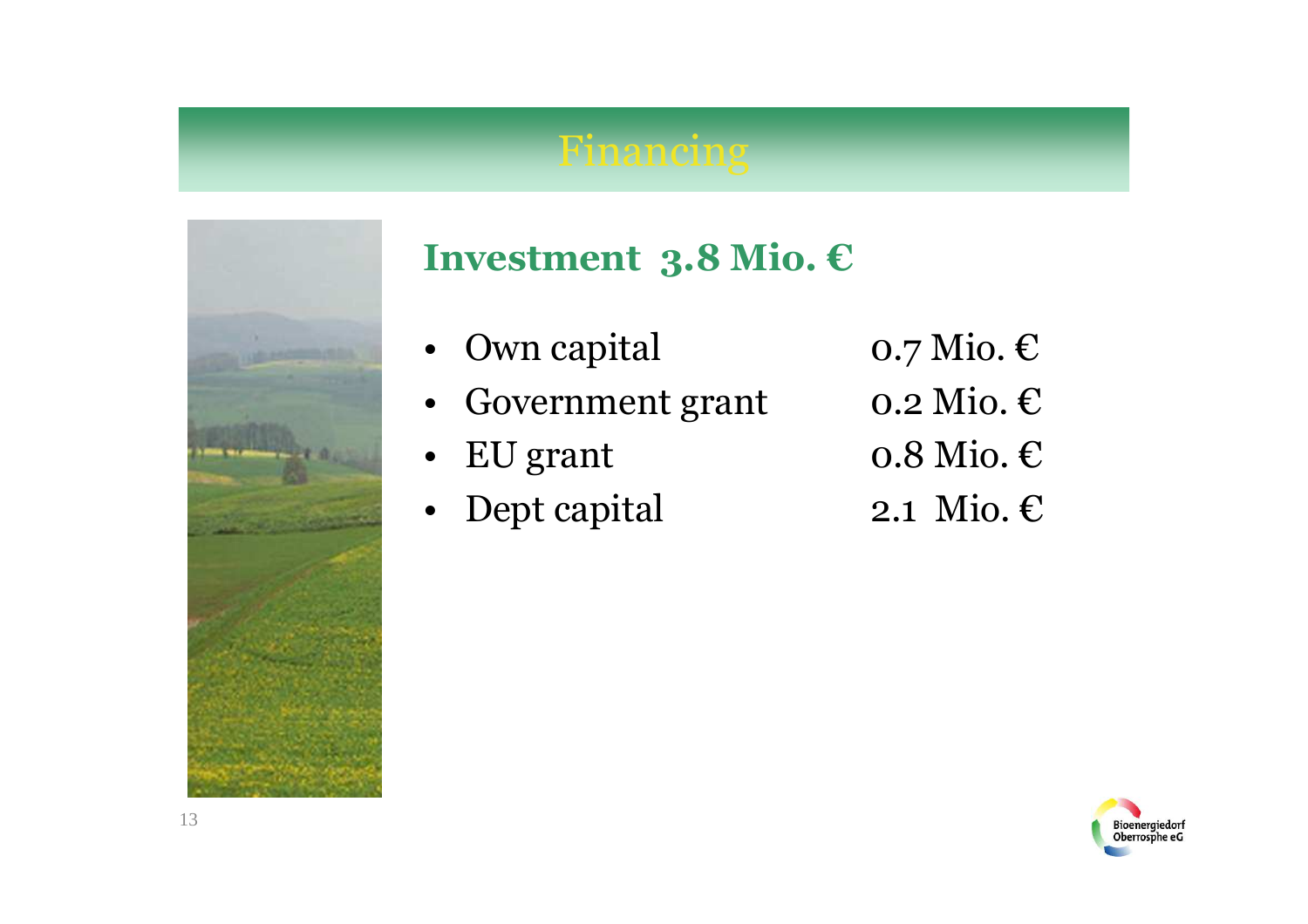# Financing

## Investment 3.8 Mio. €

- Own capital 0.7 Mio. €
- Government grant 0.2 Mio. €
- EU grant 0.8 Mio. €
- Dept capital 2.1 Mio. €

Bioenergiedorf Oberrosphe eG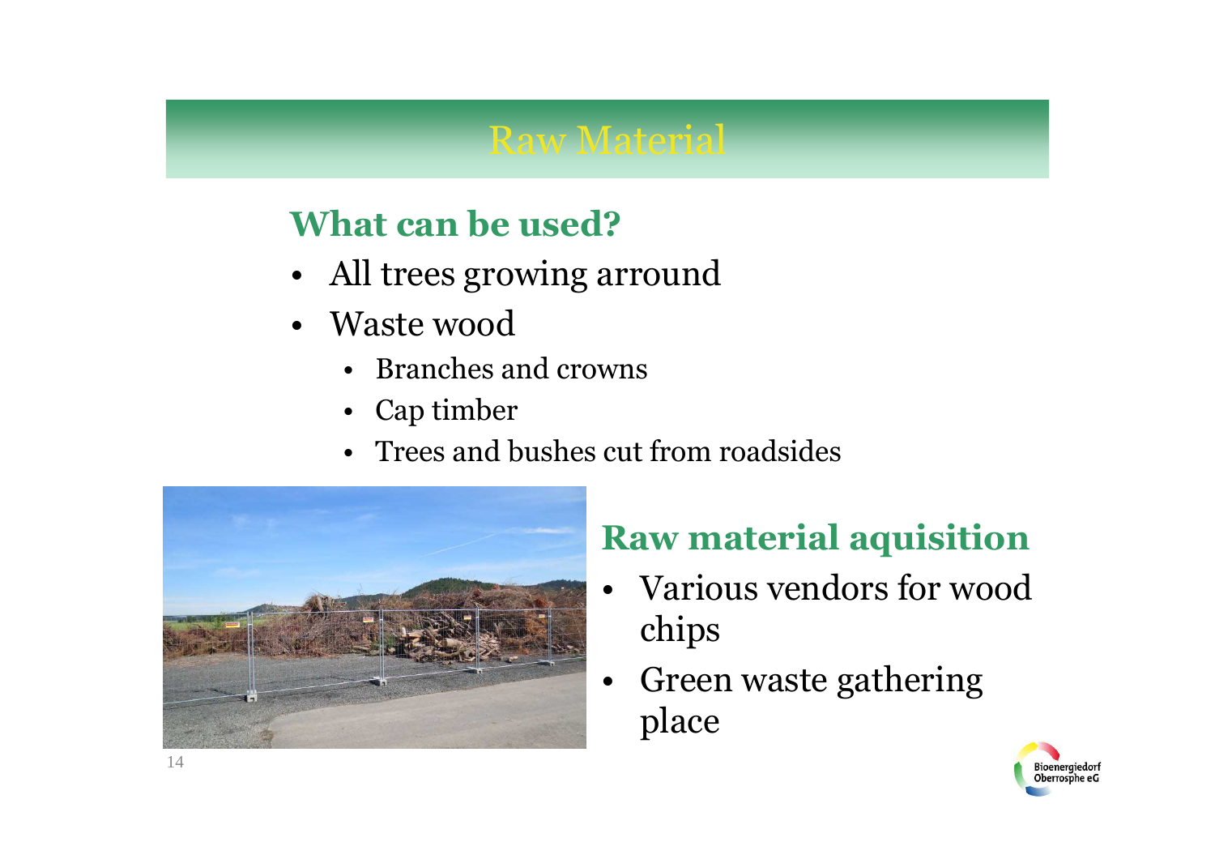# Raw Material

## What can be used?

- All trees growing arround
- Waste wood
  - Branches and crowns
  - Cap timber
  - Trees and bushes cut from roadsides

## Raw material aquisition

- Various vendors for wood chips
- Green waste gathering place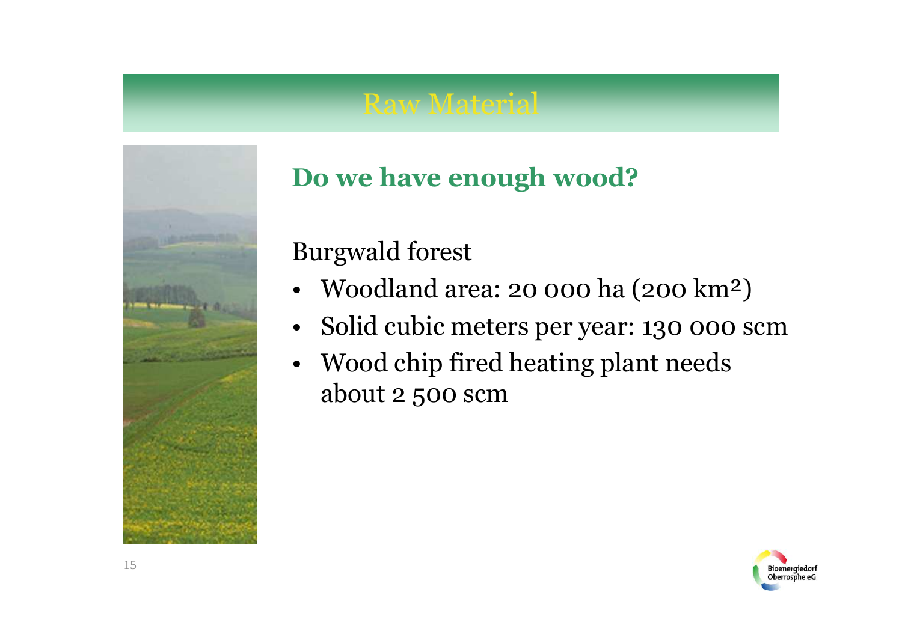# Raw Material

## Do we have enough wood?

Burgwald forest

- Woodland area: 20 000 ha (200 km²)
- Solid cubic meters per year: 130 000 scm
- Wood chip fired heating plant needs about 2 500 scm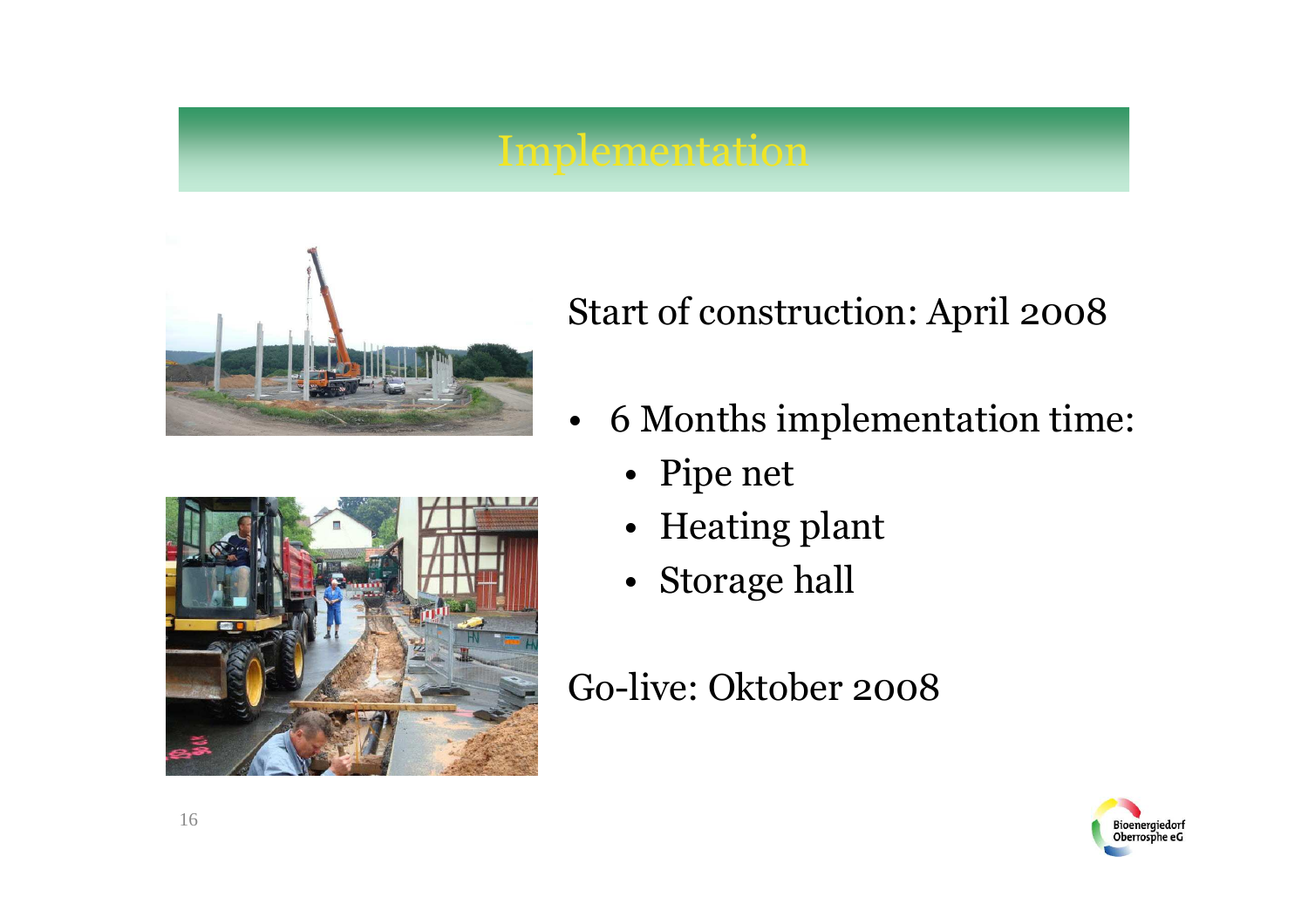# Implementation

Start of construction: April 2008

- 6 Months implementation time:
  - Pipe net
  - Heating plant
  - Storage hall

Go-live: Oktober 2008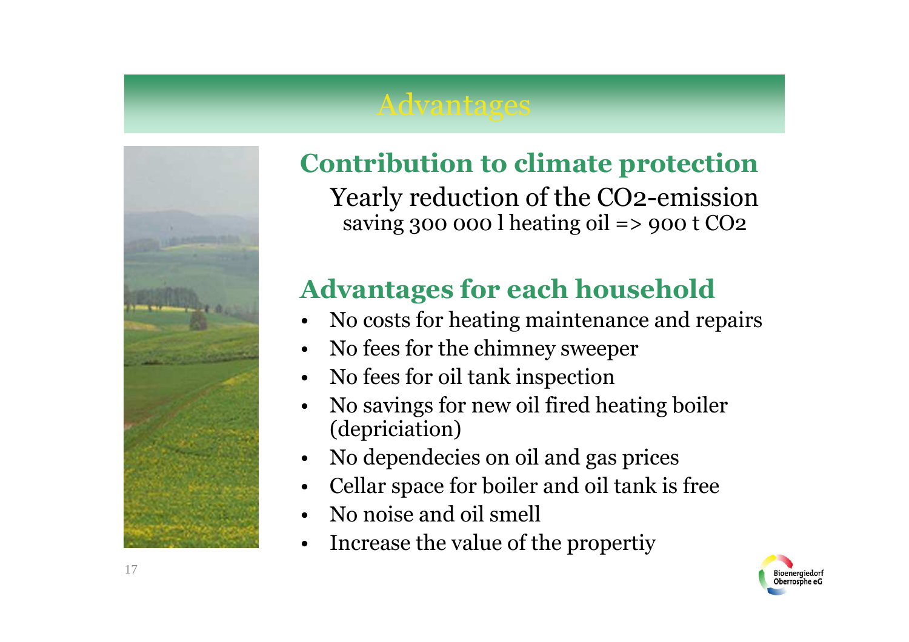# Advantages

## Contribution to climate protection

Yearly reduction of the CO2-emission

saving 300 000 l heating oil => 900 t $CO_2$

## Advantages for each household

- No costs for heating maintenance and repairs
- No fees for the chimney sweeper
- No fees for oil tank inspection
- No savings for new oil fired heating boiler (depriciation)
- No dependecies on oil and gas prices
- Cellar space for boiler and oil tank is free
- No noise and oil smell
- Increase the value of the propertiy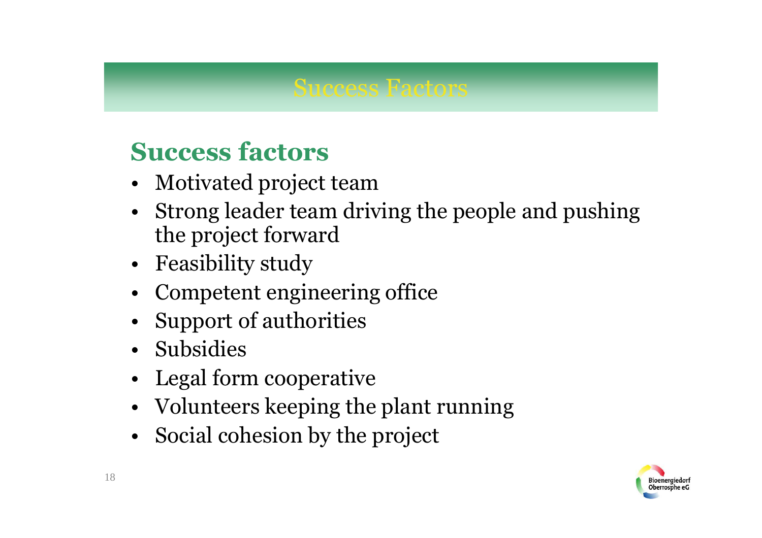# Success Factors

## Success factors

- Motivated project team
- Strong leader team driving the people and pushing the project forward
- Feasibility study
- Competent engineering office
- Support of authorities
- Subsidies
- Legal form cooperative
- Volunteers keeping the plant running
- Social cohesion by the project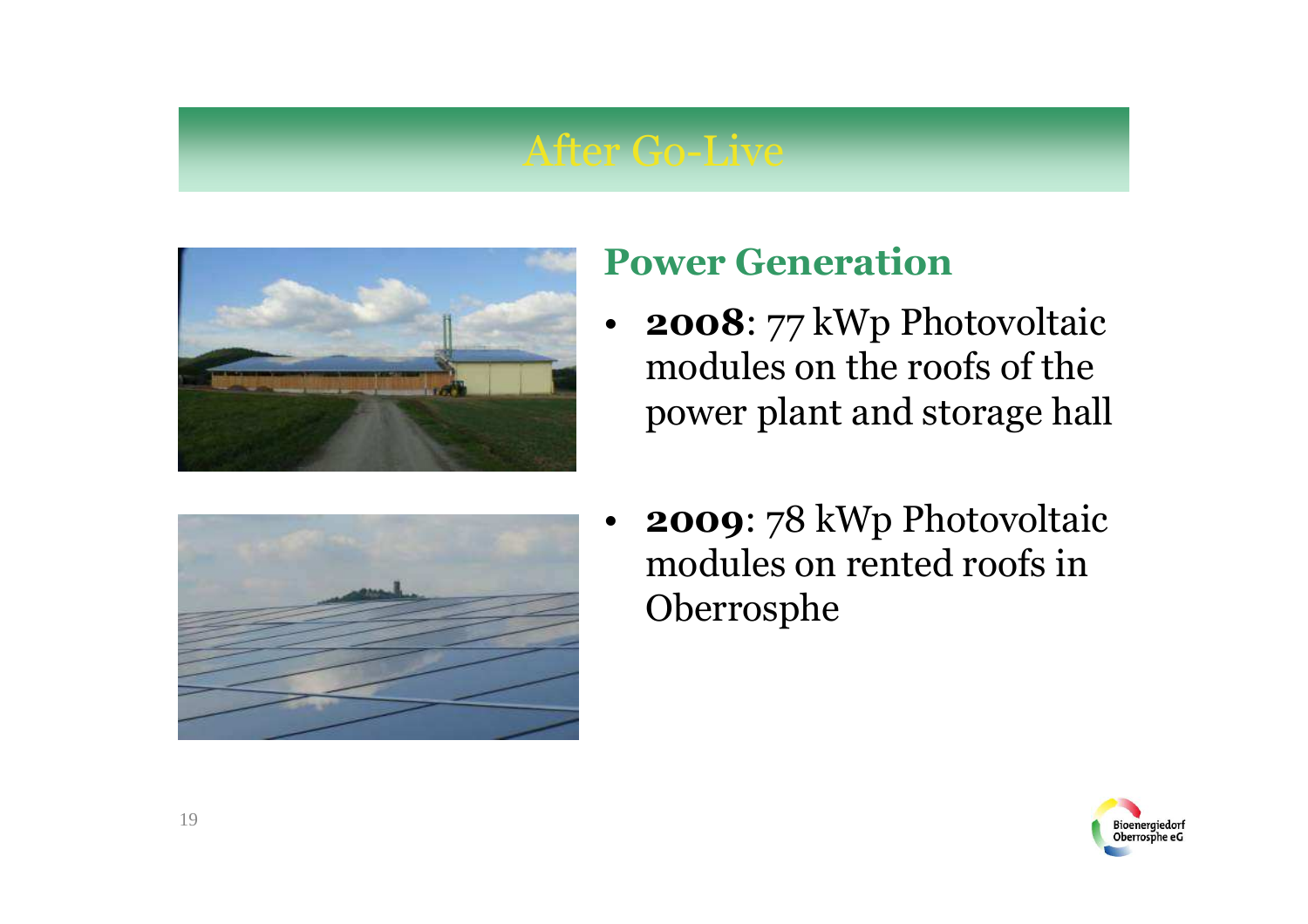# After Go-Live

## Power Generation

- **2008**: 77 kWp Photovoltaic modules on the roofs of the power plant and storage hall
- **2009**: 78 kWp Photovoltaic modules on rented roofs in Oberrosphe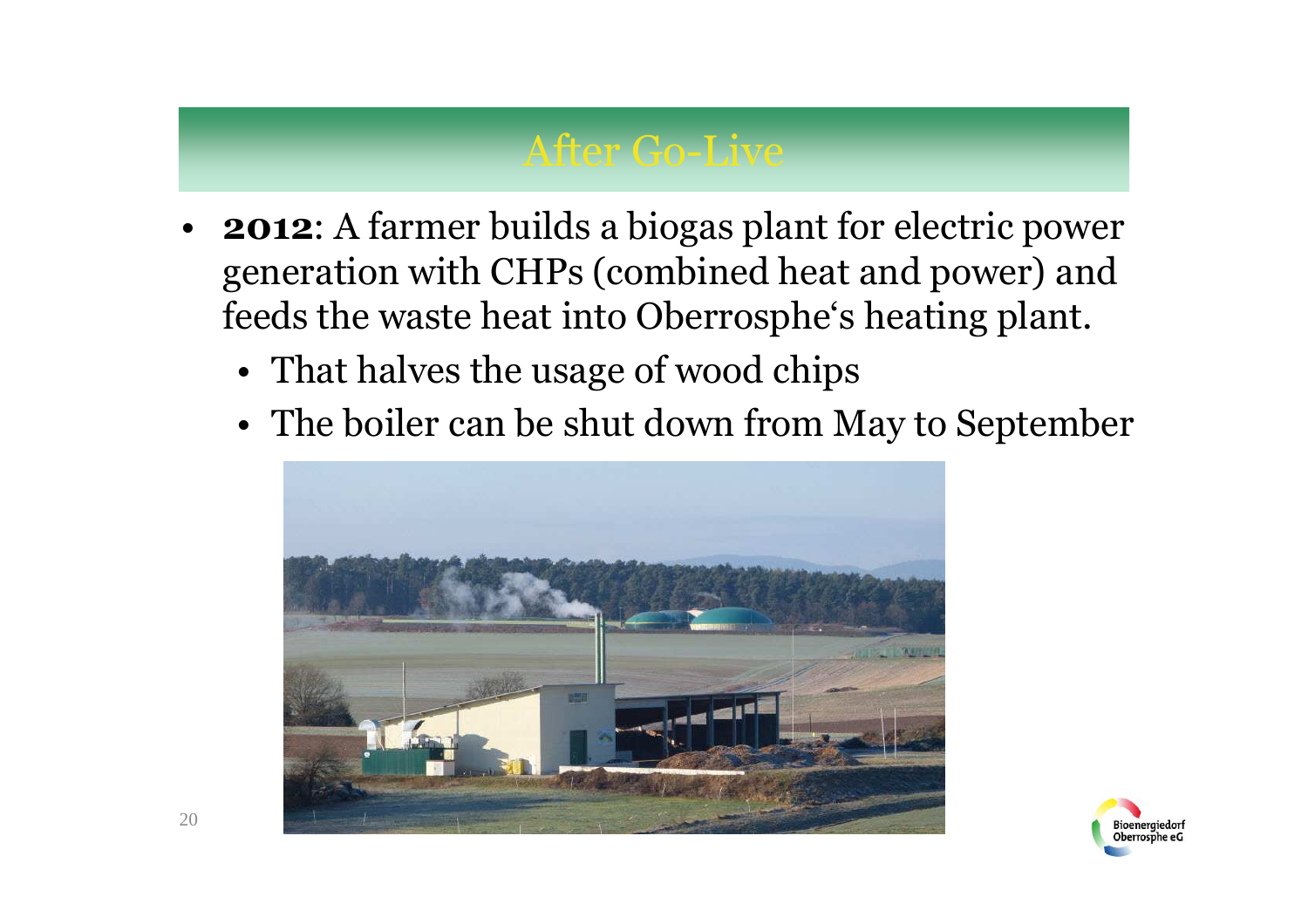# After Go-Live

- **2012**: A farmer builds a biogas plant for electric power generation with CHPs (combined heat and power) and feeds the waste heat into Oberrosphe‘s heating plant.
  - That halves the usage of wood chips
  - The boiler can be shut down from May to September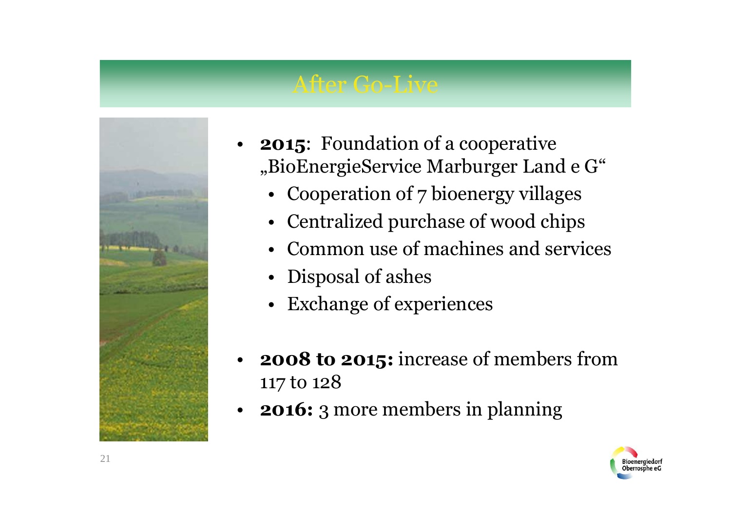# After Go-Live

- **2015**: Foundation of a cooperative „BioEnergieService Marburger Land e G"
  - Cooperation of 7 bioenergy villages
  - Centralized purchase of wood chips
  - Common use of machines and services
  - Disposal of ashes
  - Exchange of experiences

- **2008 to 2015:** increase of members from 117 to 128
- **2016:** 3 more members in planning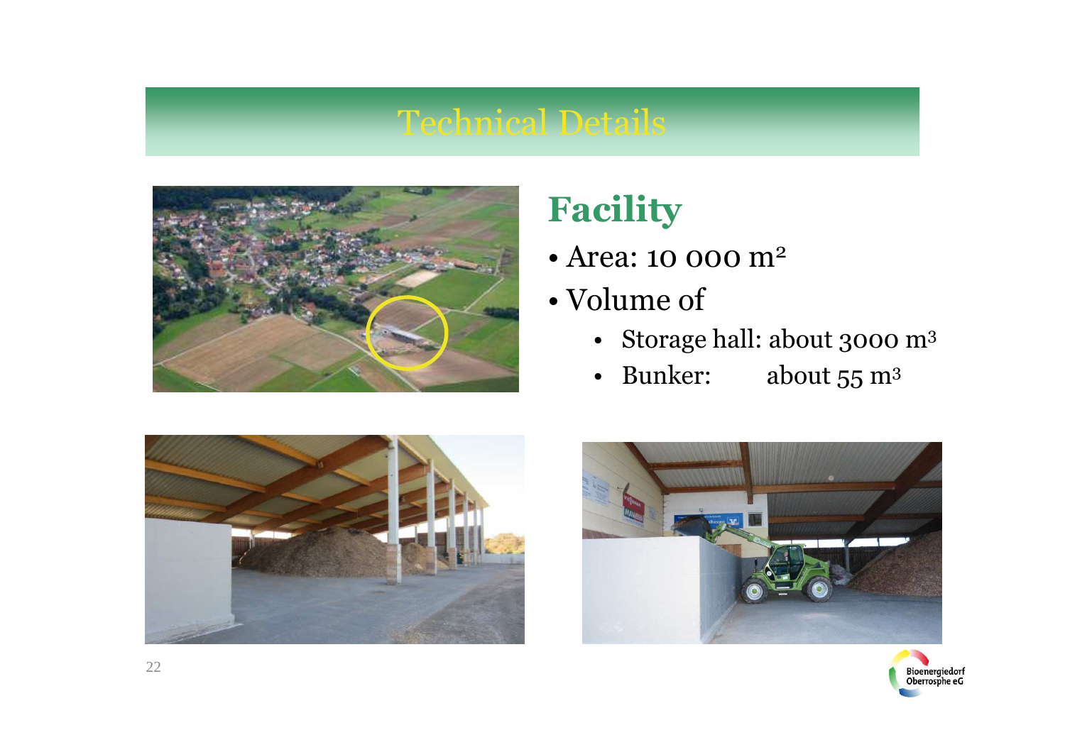# Technical Details

## Facility

- Area: 10 000 m²
- Volume of
  - Storage hall: about 3000 m³
  - Bunker: about 55 m³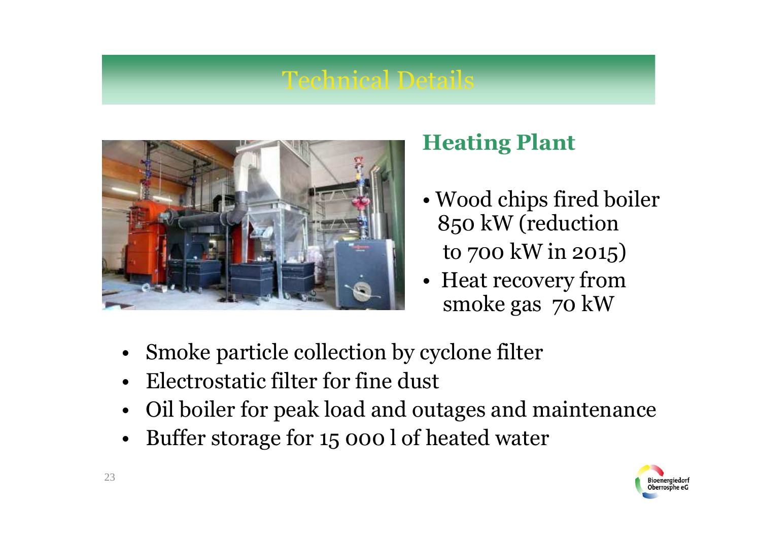# Technical Details

## Heating Plant

- Wood chips fired boiler 850 kW (reduction to 700 kW in 2015)
- Heat recovery from smoke gas 70 kW

- Smoke particle collection by cyclone filter
- Electrostatic filter for fine dust
- Oil boiler for peak load and outages and maintenance
- Buffer storage for 15 000 l of heated water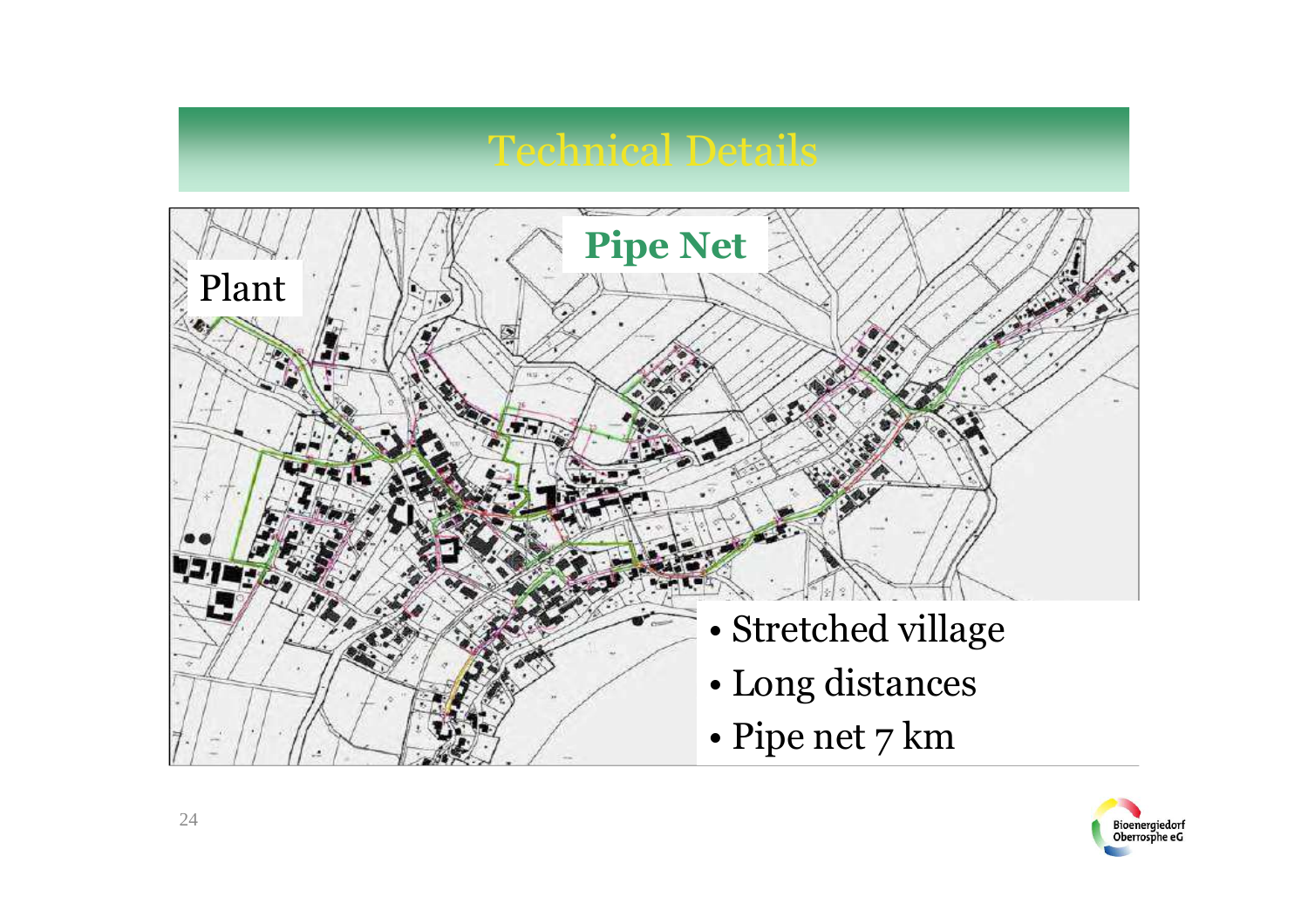# Technical Details

Plant

**Pipe Net**

- Stretched village
- Long distances
- Pipe net 7 km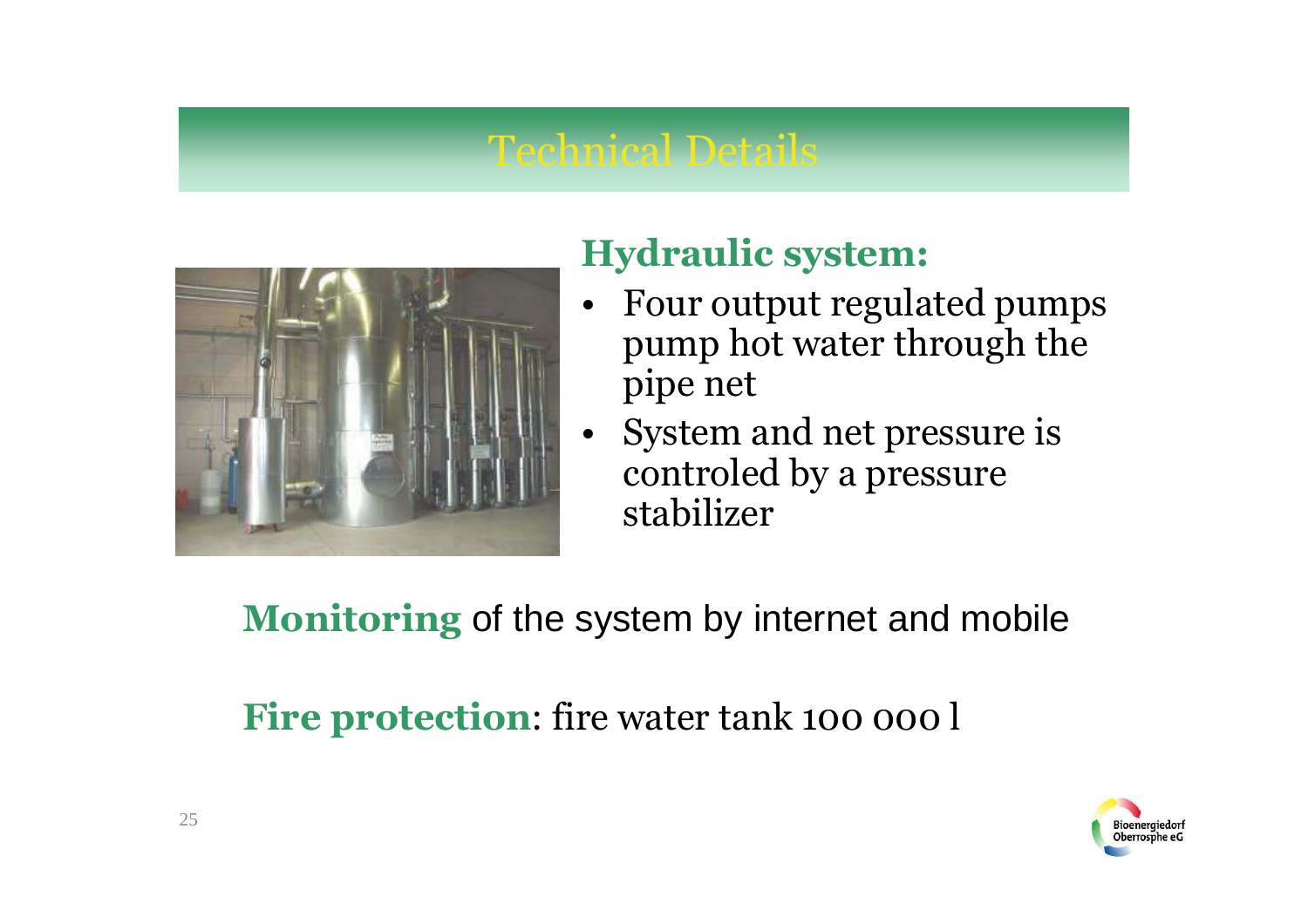# Technical Details

## Hydraulic system:

- Four output regulated pumps pump hot water through the pipe net
- System and net pressure is controled by a pressure stabilizer

**Monitoring** of the system by internet and mobile

**Fire protection**: fire water tank 100 000 l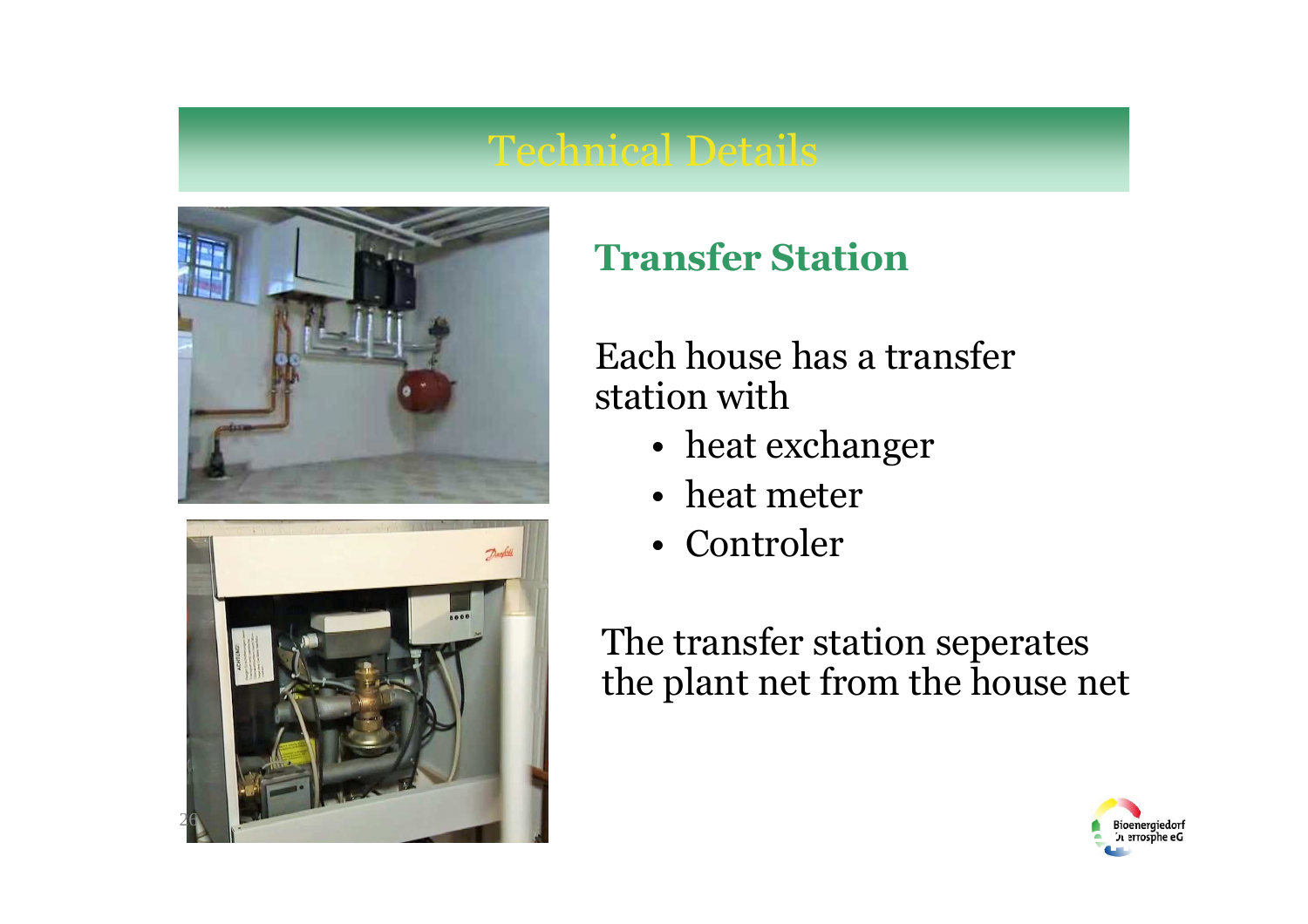# Technical Details

## Transfer Station

Each house has a transfer station with

- heat exchanger
- heat meter
- Controler

The transfer station seperates the plant net from the house net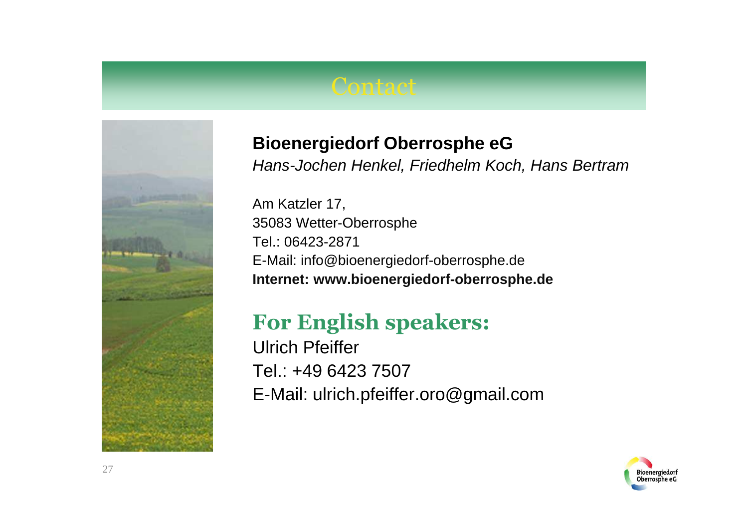# Contact

**Bioenergiedorf Oberrosphe eG**

*Hans-Jochen Henkel, Friedhelm Koch, Hans Bertram*

Am Katzler 17,
35083 Wetter-Oberrosphe
Tel.: 06423-2871
E-Mail: info@bioenergiedorf-oberrosphe.de
**Internet: www.bioenergiedorf-oberrosphe.de**

## For English speakers:

Ulrich Pfeiffer
Tel.: +49 6423 7507
E-Mail: ulrich.pfeiffer.oro@gmail.com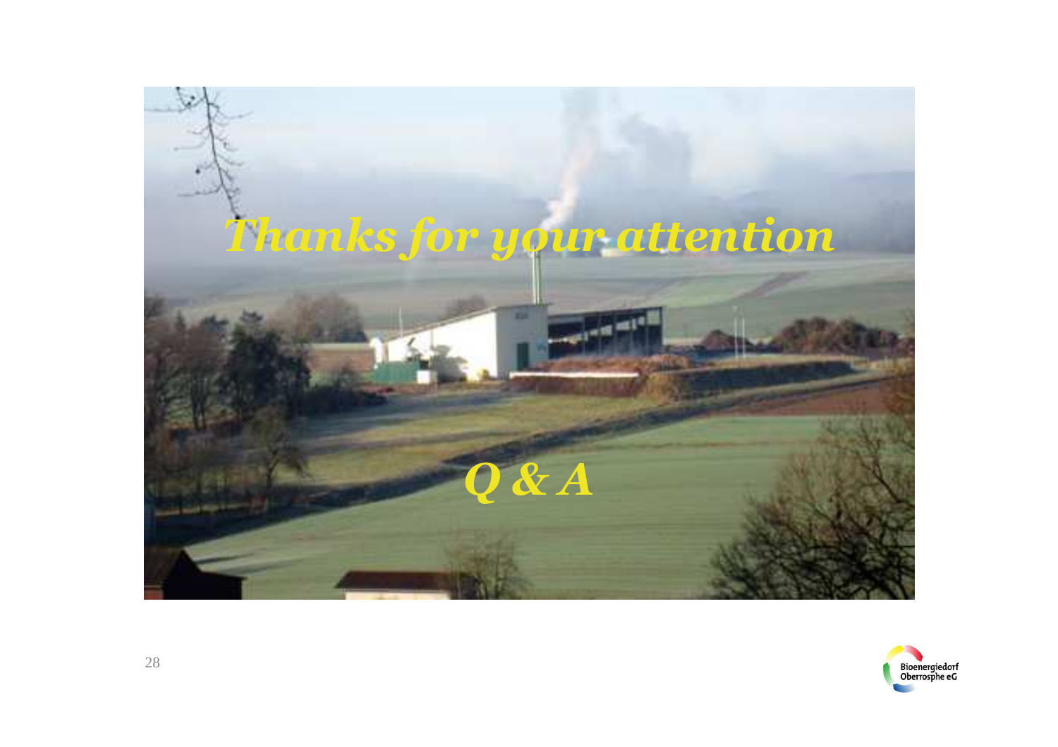*Thanks for your attention*

*Q & A*

Bioenergiedorf Oberrosphe eG